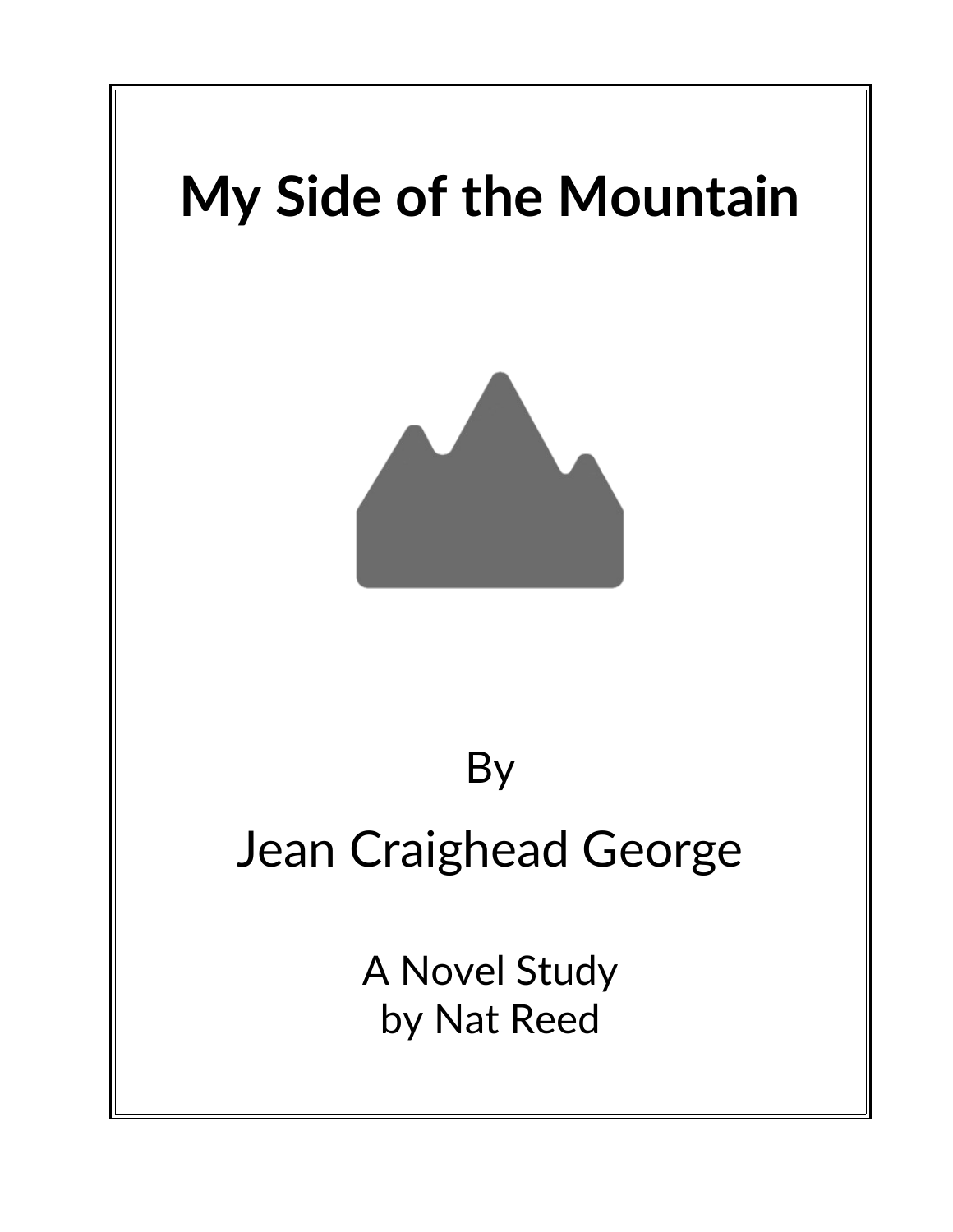# My Side of the Mountain

By

Jean Craighead George

A Novel Study
by Nat Reed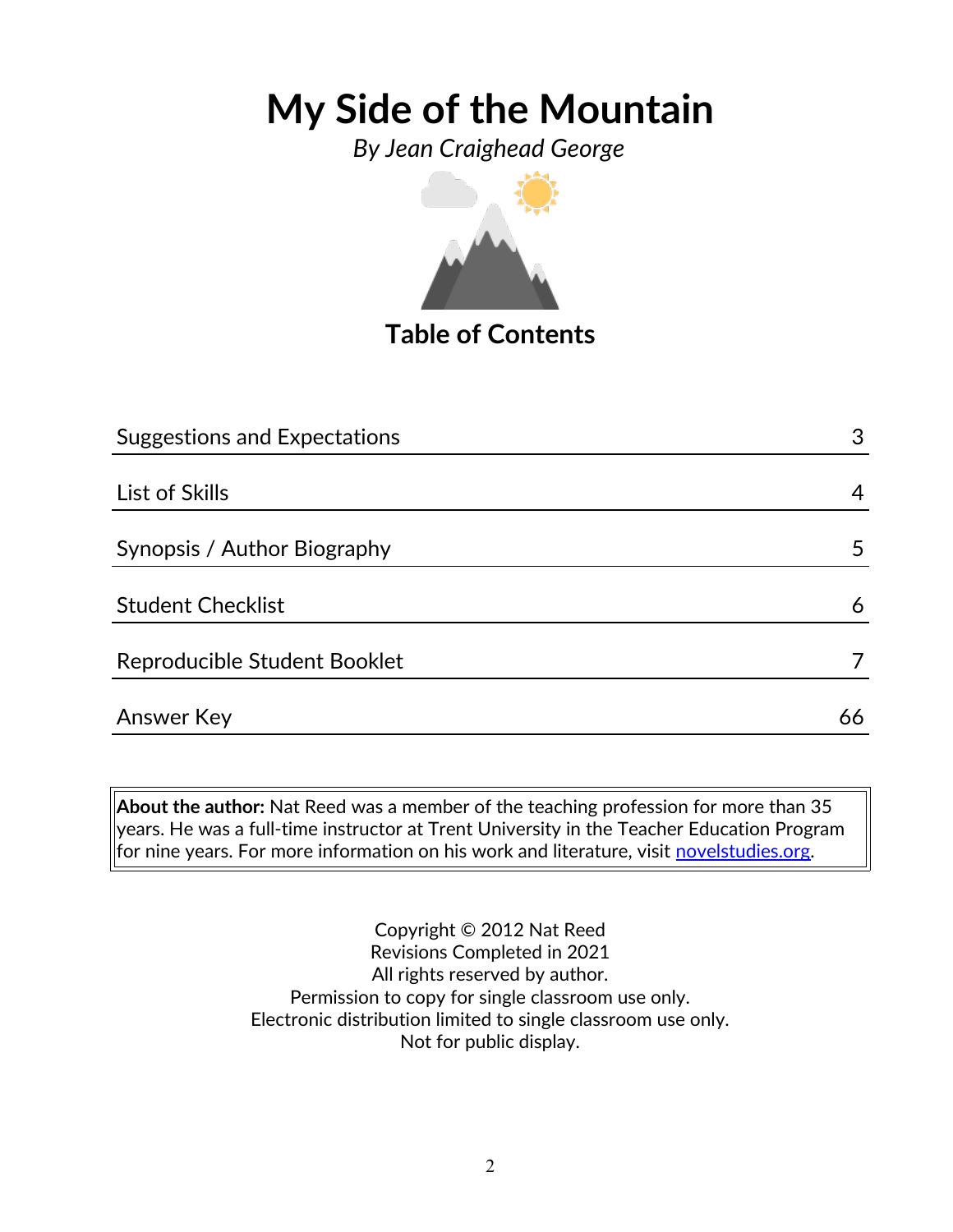# My Side of the Mountain

*By Jean Craighead George*

## Table of Contents

| | |
|---|---|
| Suggestions and Expectations | 3 |
| List of Skills | 4 |
| Synopsis / Author Biography | 5 |
| Student Checklist | 6 |
| Reproducible Student Booklet | 7 |
| Answer Key | 66 |

**About the author:** Nat Reed was a member of the teaching profession for more than 35 years. He was a full-time instructor at Trent University in the Teacher Education Program for nine years. For more information on his work and literature, visit novelstudies.org.

Copyright © 2012 Nat Reed
Revisions Completed in 2021
All rights reserved by author.
Permission to copy for single classroom use only.
Electronic distribution limited to single classroom use only.
Not for public display.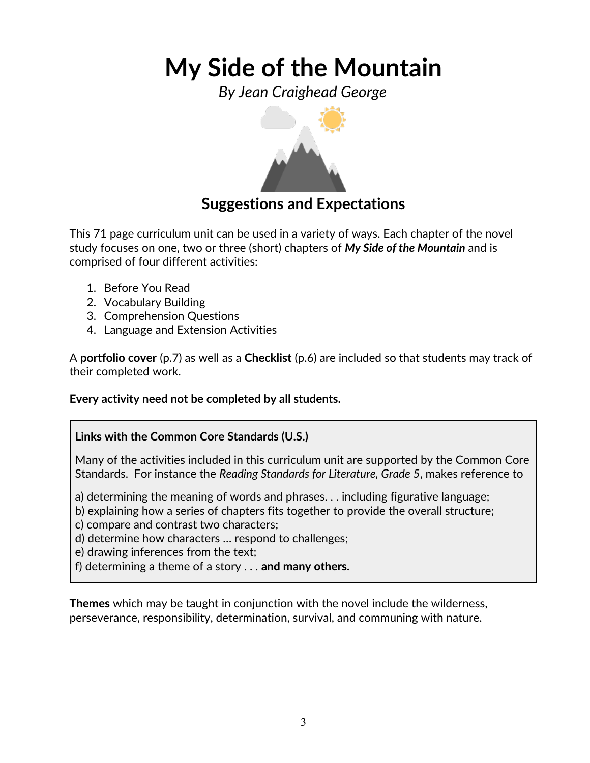# My Side of the Mountain

*By Jean Craighead George*

## Suggestions and Expectations

This 71 page curriculum unit can be used in a variety of ways. Each chapter of the novel study focuses on one, two or three (short) chapters of ***My Side of the Mountain*** and is comprised of four different activities:

1. Before You Read
2. Vocabulary Building
3. Comprehension Questions
4. Language and Extension Activities

A **portfolio cover** (p.7) as well as a **Checklist** (p.6) are included so that students may track of their completed work.

**Every activity need not be completed by all students.**

> **Links with the Common Core Standards (U.S.)**
>
> <u>Many</u> of the activities included in this curriculum unit are supported by the Common Core Standards. For instance the *Reading Standards for Literature, Grade 5*, makes reference to
>
> a) determining the meaning of words and phrases. . . including figurative language;
> b) explaining how a series of chapters fits together to provide the overall structure;
> c) compare and contrast two characters;
> d) determine how characters … respond to challenges;
> e) drawing inferences from the text;
> f) determining a theme of a story . . . **and many others.**

**Themes** which may be taught in conjunction with the novel include the wilderness, perseverance, responsibility, determination, survival, and communing with nature.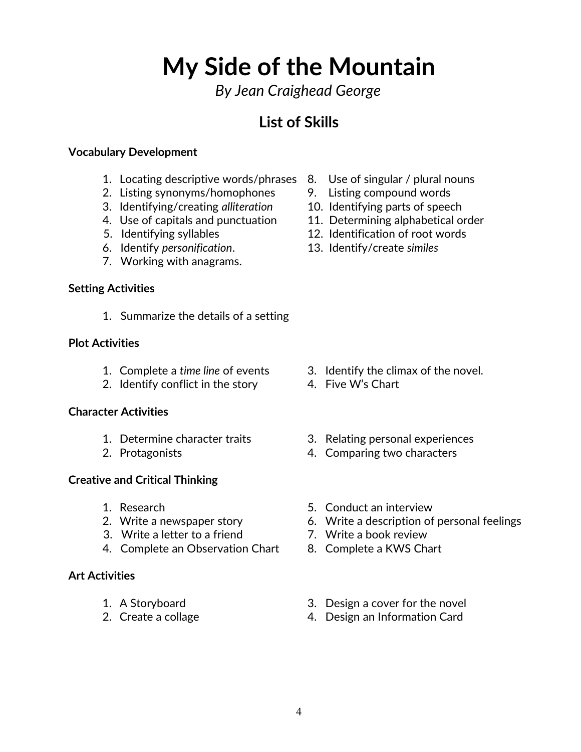# My Side of the Mountain

*By Jean Craighead George*

## List of Skills

**Vocabulary Development**

1. Locating descriptive words/phrases
2. Listing synonyms/homophones
3. Identifying/creating *alliteration*
4. Use of capitals and punctuation
5. Identifying syllables
6. Identify *personification*.
7. Working with anagrams.
8. Use of singular / plural nouns
9. Listing compound words
10. Identifying parts of speech
11. Determining alphabetical order
12. Identification of root words
13. Identify/create *similes*

**Setting Activities**

1. Summarize the details of a setting

**Plot Activities**

1. Complete a *time line* of events
2. Identify conflict in the story
3. Identify the climax of the novel.
4. Five W's Chart

**Character Activities**

1. Determine character traits
2. Protagonists
3. Relating personal experiences
4. Comparing two characters

**Creative and Critical Thinking**

1. Research
2. Write a newspaper story
3. Write a letter to a friend
4. Complete an Observation Chart
5. Conduct an interview
6. Write a description of personal feelings
7. Write a book review
8. Complete a KWS Chart

**Art Activities**

1. A Storyboard
2. Create a collage
3. Design a cover for the novel
4. Design an Information Card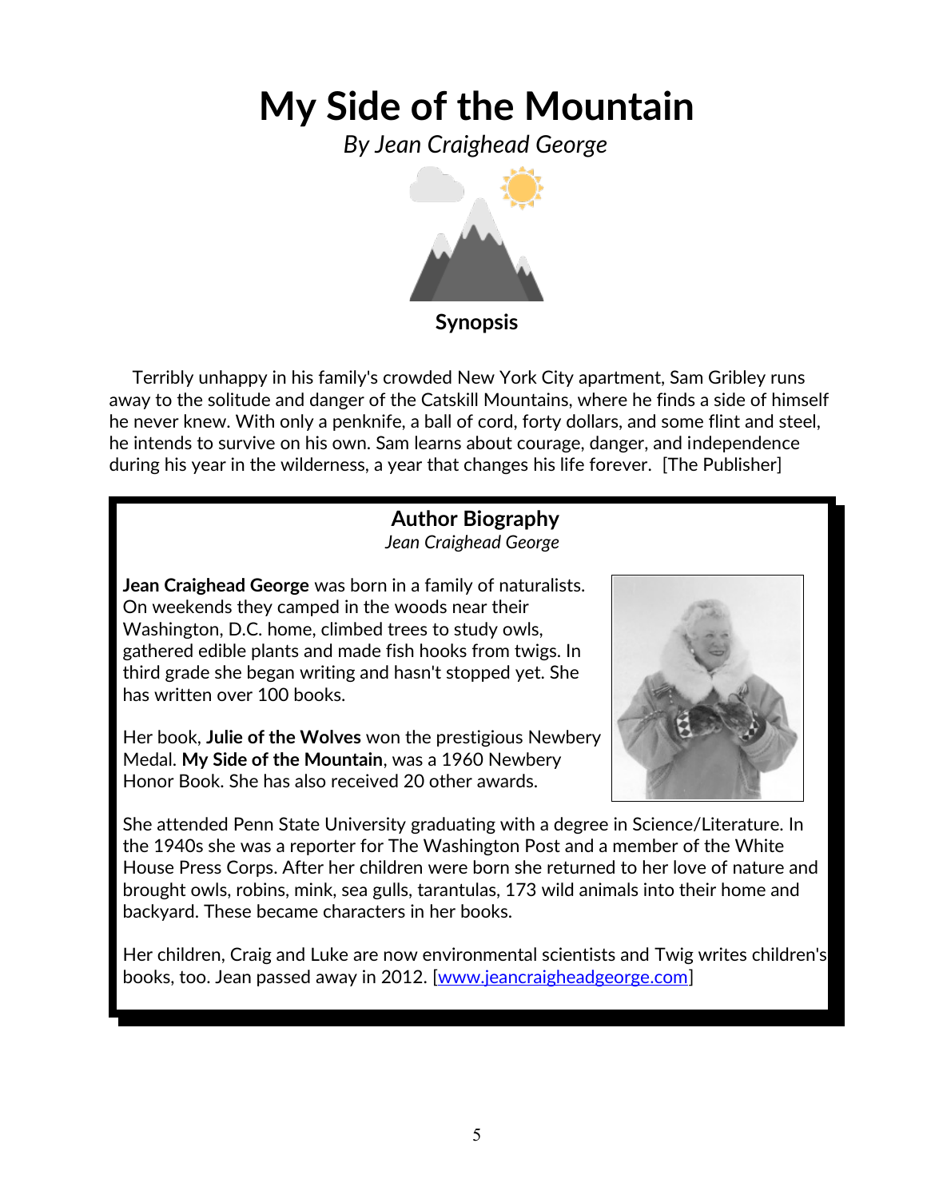# My Side of the Mountain

*By Jean Craighead George*

## Synopsis

Terribly unhappy in his family's crowded New York City apartment, Sam Gribley runs away to the solitude and danger of the Catskill Mountains, where he finds a side of himself he never knew. With only a penknife, a ball of cord, forty dollars, and some flint and steel, he intends to survive on his own. Sam learns about courage, danger, and independence during his year in the wilderness, a year that changes his life forever. [The Publisher]

## Author Biography

*Jean Craighead George*

**Jean Craighead George** was born in a family of naturalists. On weekends they camped in the woods near their Washington, D.C. home, climbed trees to study owls, gathered edible plants and made fish hooks from twigs. In third grade she began writing and hasn't stopped yet. She has written over 100 books.

Her book, **Julie of the Wolves** won the prestigious Newbery Medal. **My Side of the Mountain**, was a 1960 Newbery Honor Book. She has also received 20 other awards.

She attended Penn State University graduating with a degree in Science/Literature. In the 1940s she was a reporter for The Washington Post and a member of the White House Press Corps. After her children were born she returned to her love of nature and brought owls, robins, mink, sea gulls, tarantulas, 173 wild animals into their home and backyard. These became characters in her books.

Her children, Craig and Luke are now environmental scientists and Twig writes children's books, too. Jean passed away in 2012. [www.jeancraigheadgeorge.com]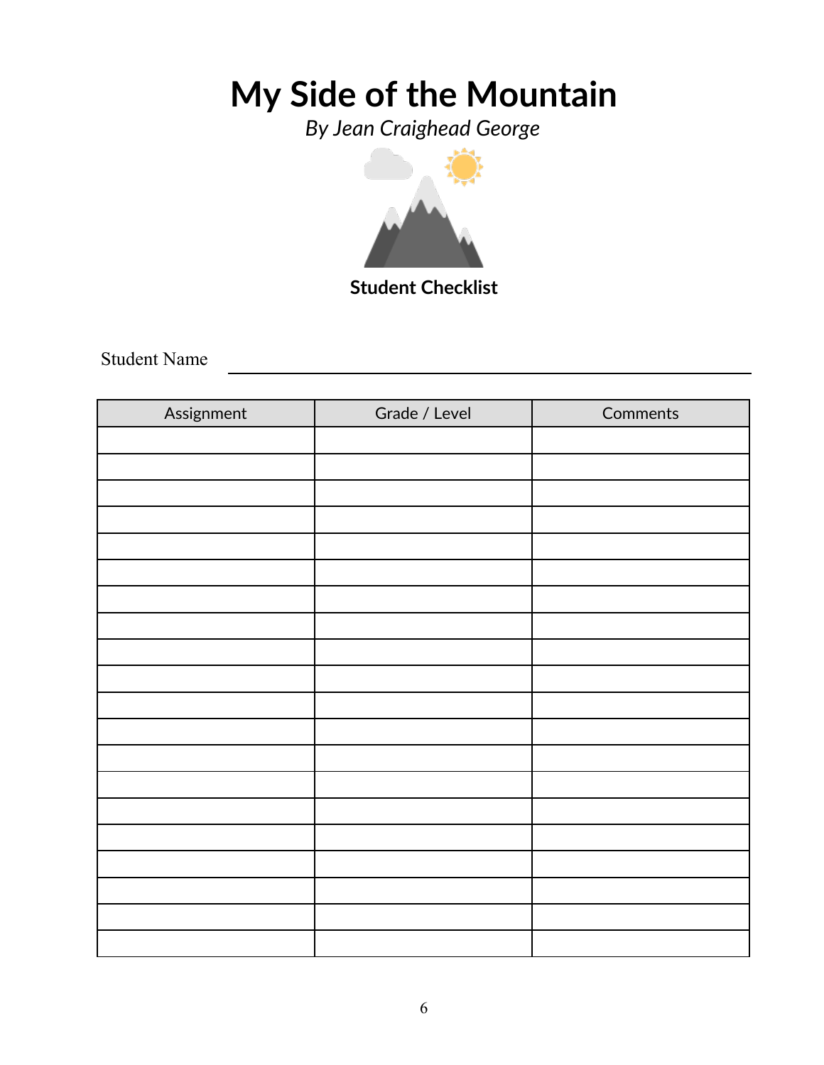# My Side of the Mountain

*By Jean Craighead George*

**Student Checklist**

Student Name ______________________________

| Assignment | Grade / Level | Comments |
|---|---|---|
| | | |
| | | |
| | | |
| | | |
| | | |
| | | |
| | | |
| | | |
| | | |
| | | |
| | | |
| | | |
| | | |
| | | |
| | | |
| | | |
| | | |
| | | |
| | | |
| | | |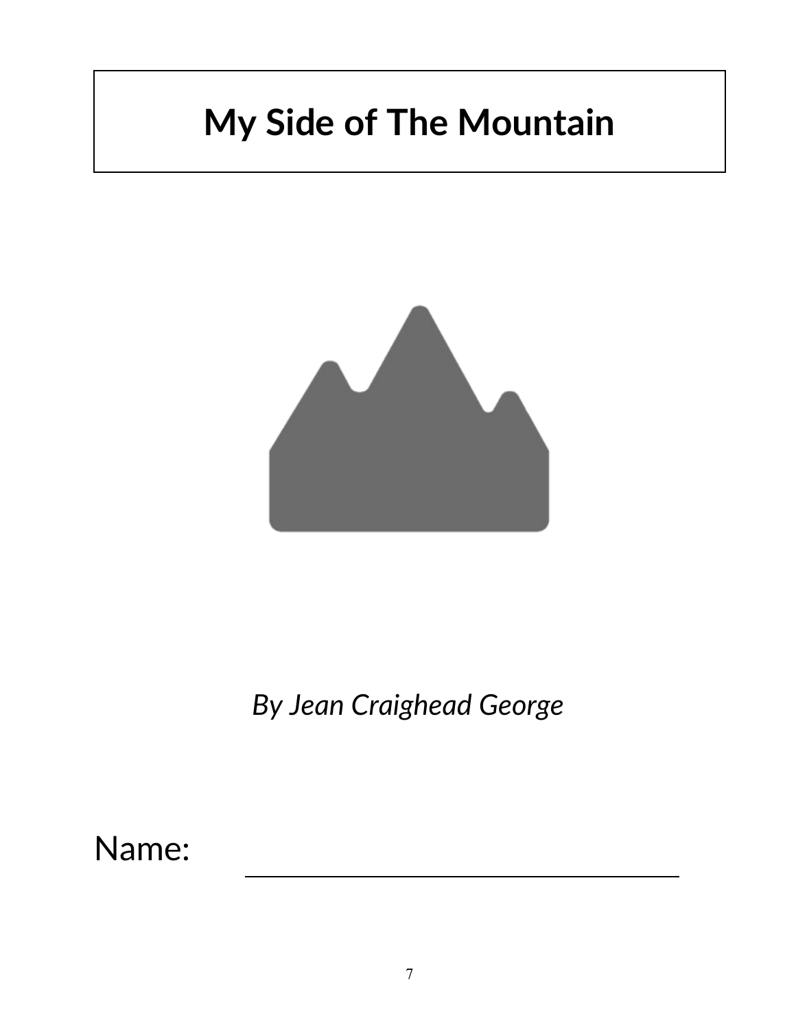# My Side of The Mountain

*By Jean Craighead George*

Name: ______________________________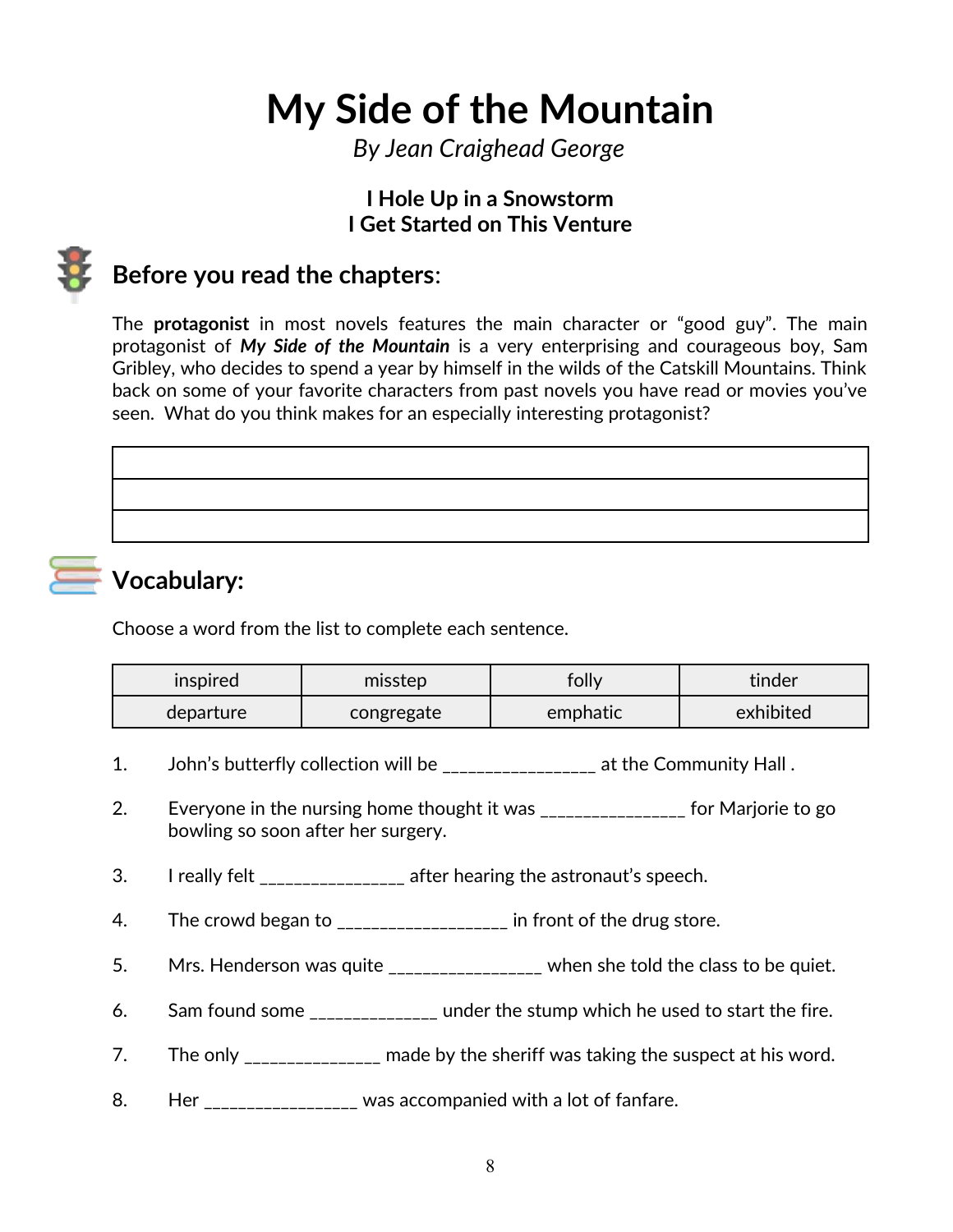# My Side of the Mountain

*By Jean Craighead George*

**I Hole Up in a Snowstorm**
**I Get Started on This Venture**

## Before you read the chapters:

The **protagonist** in most novels features the main character or "good guy". The main protagonist of ***My Side of the Mountain*** is a very enterprising and courageous boy, Sam Gribley, who decides to spend a year by himself in the wilds of the Catskill Mountains. Think back on some of your favorite characters from past novels you have read or movies you've seen. What do you think makes for an especially interesting protagonist?

| |
|---|
| |
| |
| |

## Vocabulary:

Choose a word from the list to complete each sentence.

| inspired | misstep | folly | tinder |
|---|---|---|---|
| departure | congregate | emphatic | exhibited |

1. John's butterfly collection will be ________________ at the Community Hall .
2. Everyone in the nursing home thought it was _______________ for Marjorie to go bowling so soon after her surgery.
3. I really felt _______________ after hearing the astronaut's speech.
4. The crowd began to __________________ in front of the drug store.
5. Mrs. Henderson was quite ________________ when she told the class to be quiet.
6. Sam found some ______________ under the stump which he used to start the fire.
7. The only _______________ made by the sheriff was taking the suspect at his word.
8. Her ________________ was accompanied with a lot of fanfare.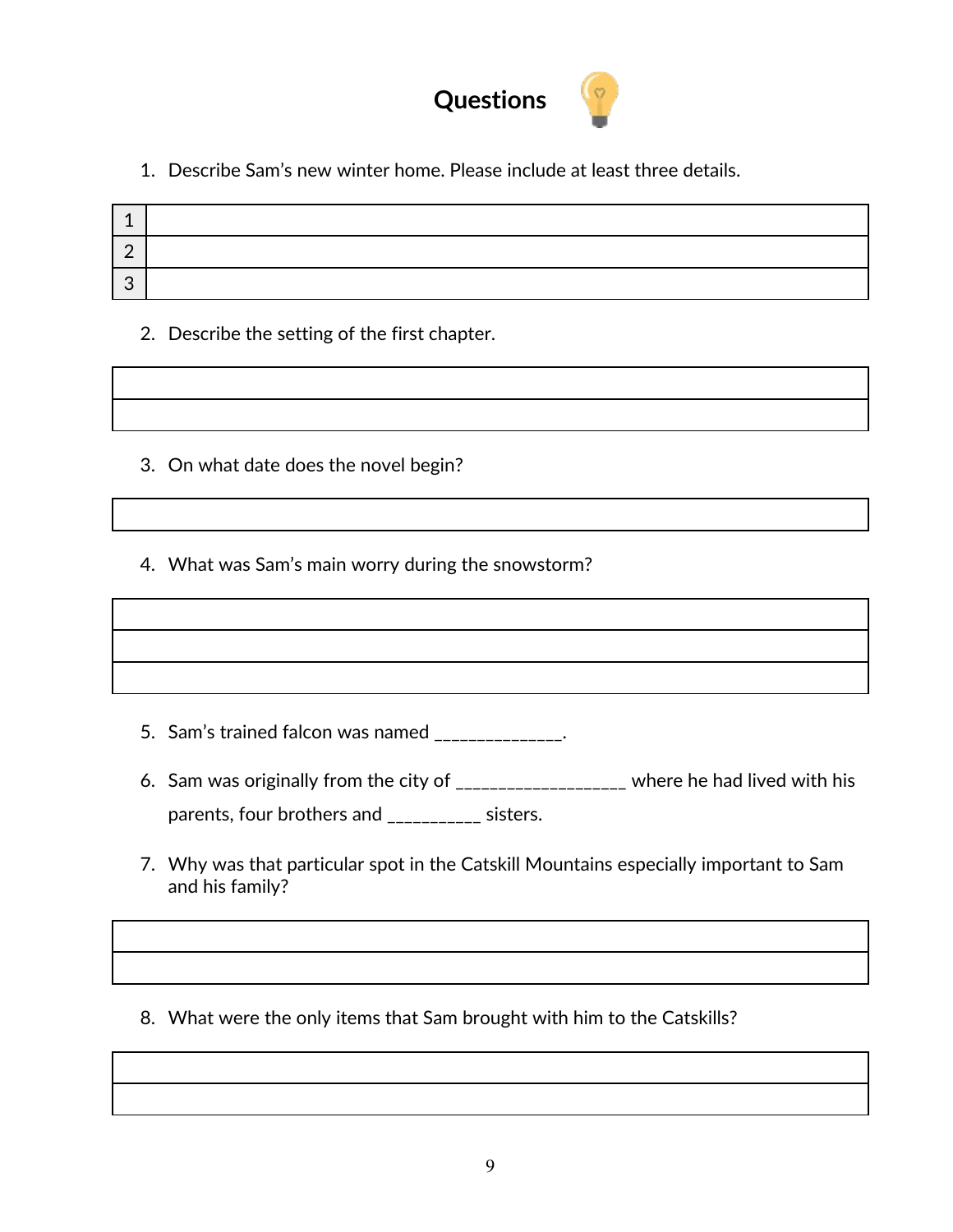# Questions

1. Describe Sam's new winter home. Please include at least three details.

| | |
|---|---|
| 1 | |
| 2 | |
| 3 | |

2. Describe the setting of the first chapter.

| |
|---|
| |
| |

3. On what date does the novel begin?

| |
|---|
| |

4. What was Sam's main worry during the snowstorm?

| |
|---|
| |
| |
| |

5. Sam's trained falcon was named ______________.

6. Sam was originally from the city of __________________ where he had lived with his parents, four brothers and __________ sisters.

7. Why was that particular spot in the Catskill Mountains especially important to Sam and his family?

| |
|---|
| |
| |

8. What were the only items that Sam brought with him to the Catskills?

| |
|---|
| |
| |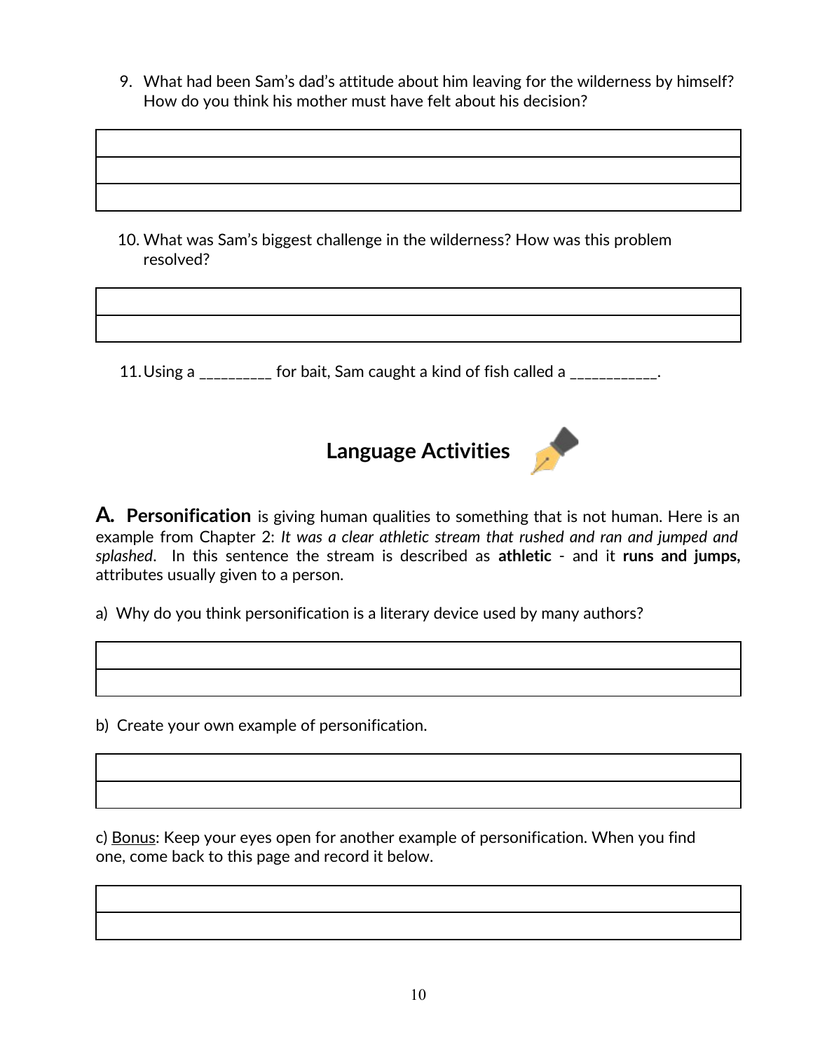9. What had been Sam's dad's attitude about him leaving for the wilderness by himself? How do you think his mother must have felt about his decision?

10. What was Sam's biggest challenge in the wilderness? How was this problem resolved?

11. Using a _________ for bait, Sam caught a kind of fish called a ___________.

## Language Activities

**A. Personification** is giving human qualities to something that is not human. Here is an example from Chapter 2: *It was a clear athletic stream that rushed and ran and jumped and splashed*. In this sentence the stream is described as **athletic** - and it **runs and jumps,** attributes usually given to a person.

a) Why do you think personification is a literary device used by many authors?

b) Create your own example of personification.

c) Bonus: Keep your eyes open for another example of personification. When you find one, come back to this page and record it below.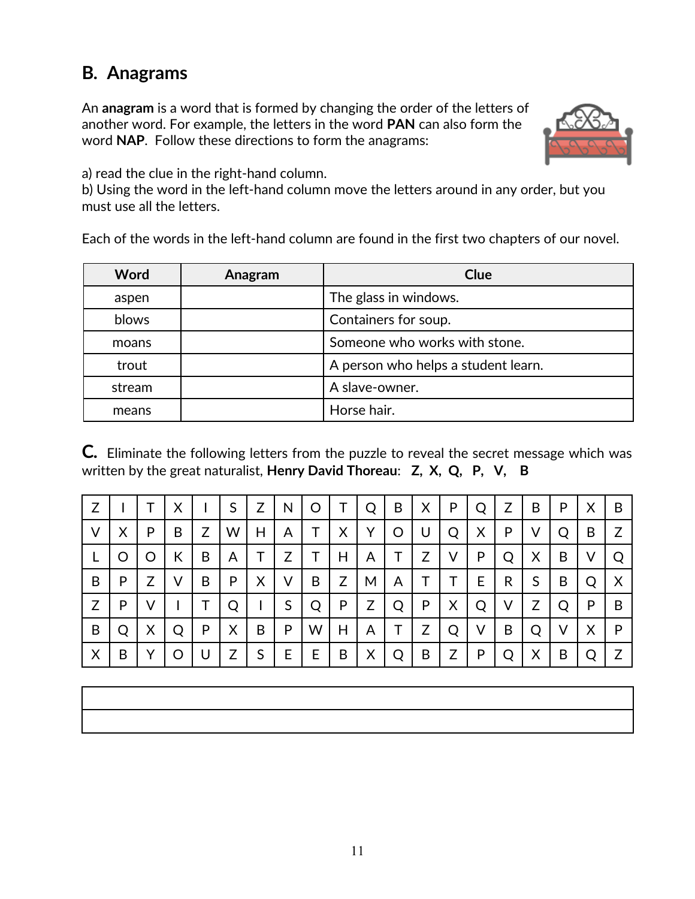## B. Anagrams

An **anagram** is a word that is formed by changing the order of the letters of another word. For example, the letters in the word **PAN** can also form the word **NAP**. Follow these directions to form the anagrams:

a) read the clue in the right-hand column.
b) Using the word in the left-hand column move the letters around in any order, but you must use all the letters.

Each of the words in the left-hand column are found in the first two chapters of our novel.

| Word | Anagram | Clue |
|---|---|---|
| aspen | | The glass in windows. |
| blows | | Containers for soup. |
| moans | | Someone who works with stone. |
| trout | | A person who helps a student learn. |
| stream | | A slave-owner. |
| means | | Horse hair. |

**C.** Eliminate the following letters from the puzzle to reveal the secret message which was written by the great naturalist, **Henry David Thoreau**: **Z, X, Q, P, V, B**

| | | | | | | | | | | | | | | | | | | | |
|---|---|---|---|---|---|---|---|---|---|---|---|---|---|---|---|---|---|---|---|
| Z | I | T | X | I | S | Z | N | O | T | Q | B | X | P | Q | Z | B | P | X | B |
| V | X | P | B | Z | W | H | A | T | X | Y | O | U | Q | X | P | V | Q | B | Z |
| L | O | O | K | B | A | T | Z | T | H | A | T | Z | V | P | Q | X | B | V | Q |
| B | P | Z | V | B | P | X | V | B | Z | M | A | T | T | E | R | S | B | Q | X |
| Z | P | V | I | T | Q | I | S | Q | P | Z | Q | P | X | Q | V | Z | Q | P | B |
| B | Q | X | Q | P | X | B | P | W | H | A | T | Z | Q | V | B | Q | V | X | P |
| X | B | Y | O | U | Z | S | E | E | B | X | Q | B | Z | P | Q | X | B | Q | Z |

| |
|---|
| |
| |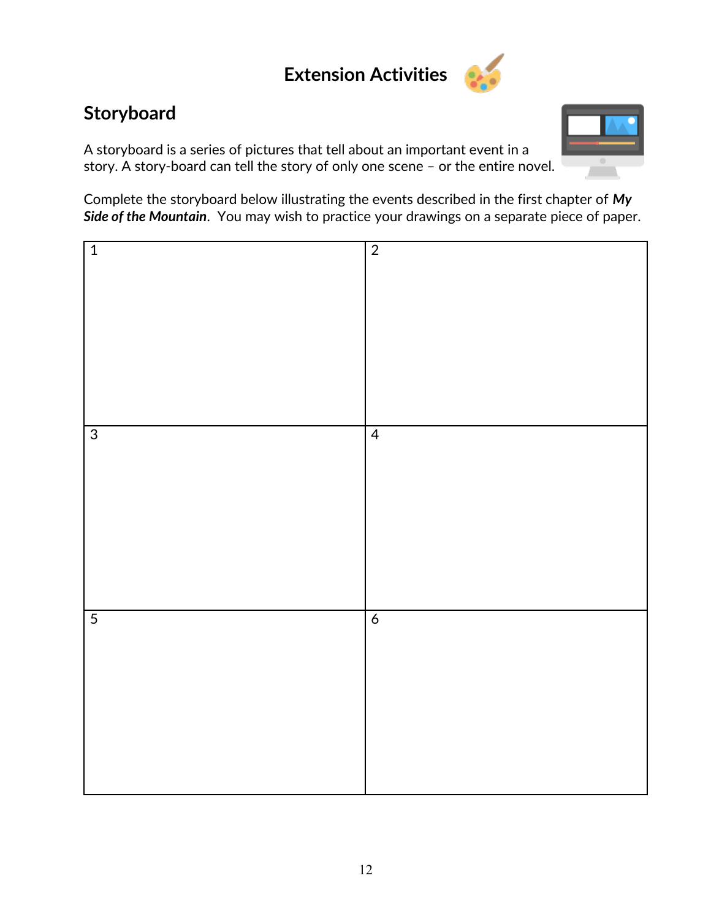# Extension Activities

## Storyboard

A storyboard is a series of pictures that tell about an important event in a story. A story-board can tell the story of only one scene – or the entire novel.

Complete the storyboard below illustrating the events described in the first chapter of ***My Side of the Mountain***. You may wish to practice your drawings on a separate piece of paper.

| | |
|---|---|
| 1 | 2 |
| 3 | 4 |
| 5 | 6 |